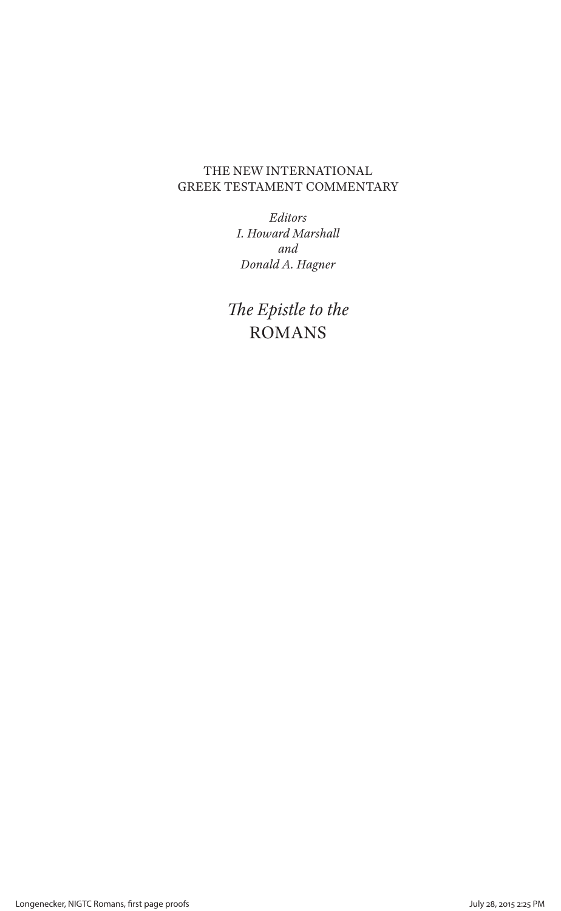THE NEW INTERNATIONAL
GREEK TESTAMENT COMMENTARY

*Editors*
*I. Howard Marshall*
*and*
*Donald A. Hagner*

# *The Epistle to the*
# ROMANS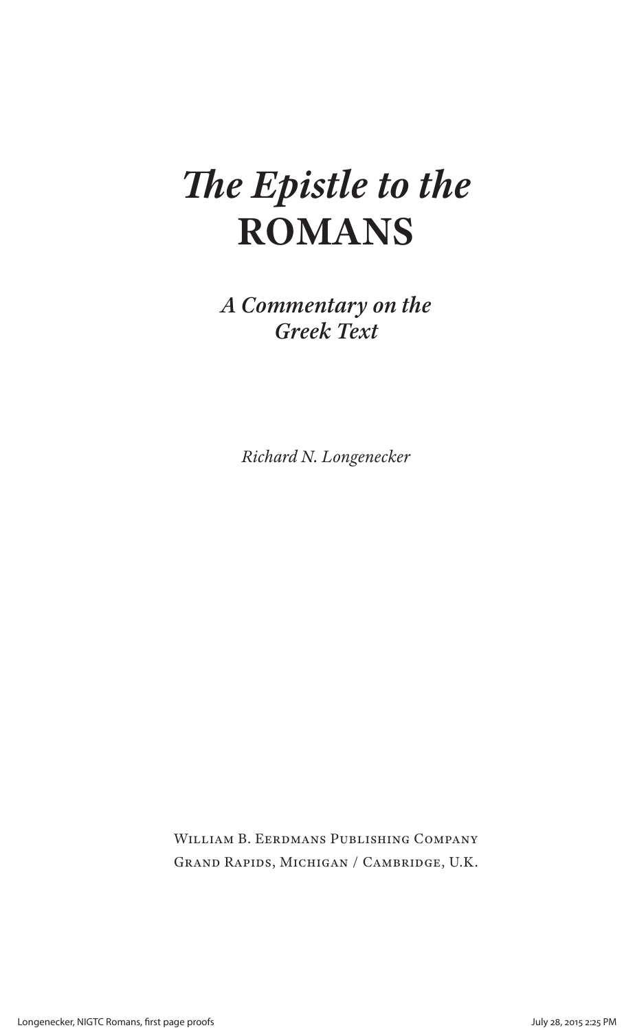# *The Epistle to the* ROMANS

## *A Commentary on the Greek Text*

*Richard N. Longenecker*

William B. Eerdmans Publishing Company
Grand Rapids, Michigan / Cambridge, U.K.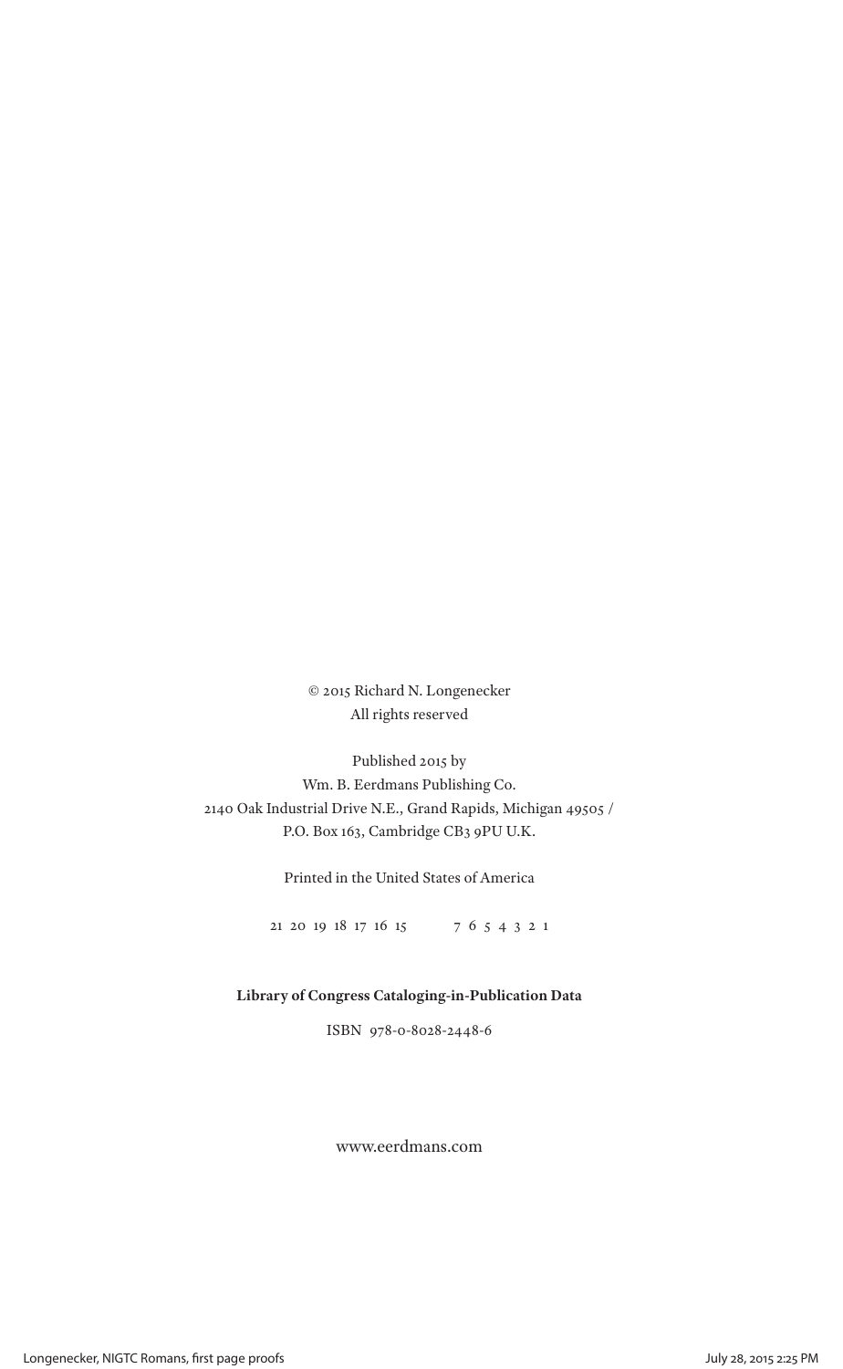© 2015 Richard N. Longenecker
All rights reserved

Published 2015 by
Wm. B. Eerdmans Publishing Co.
2140 Oak Industrial Drive N.E., Grand Rapids, Michigan 49505 /
P.O. Box 163, Cambridge CB3 9PU U.K.

Printed in the United States of America

21 20 19 18 17 16 15     7 6 5 4 3 2 1

**Library of Congress Cataloging-in-Publication Data**

ISBN 978-0-8028-2448-6

www.eerdmans.com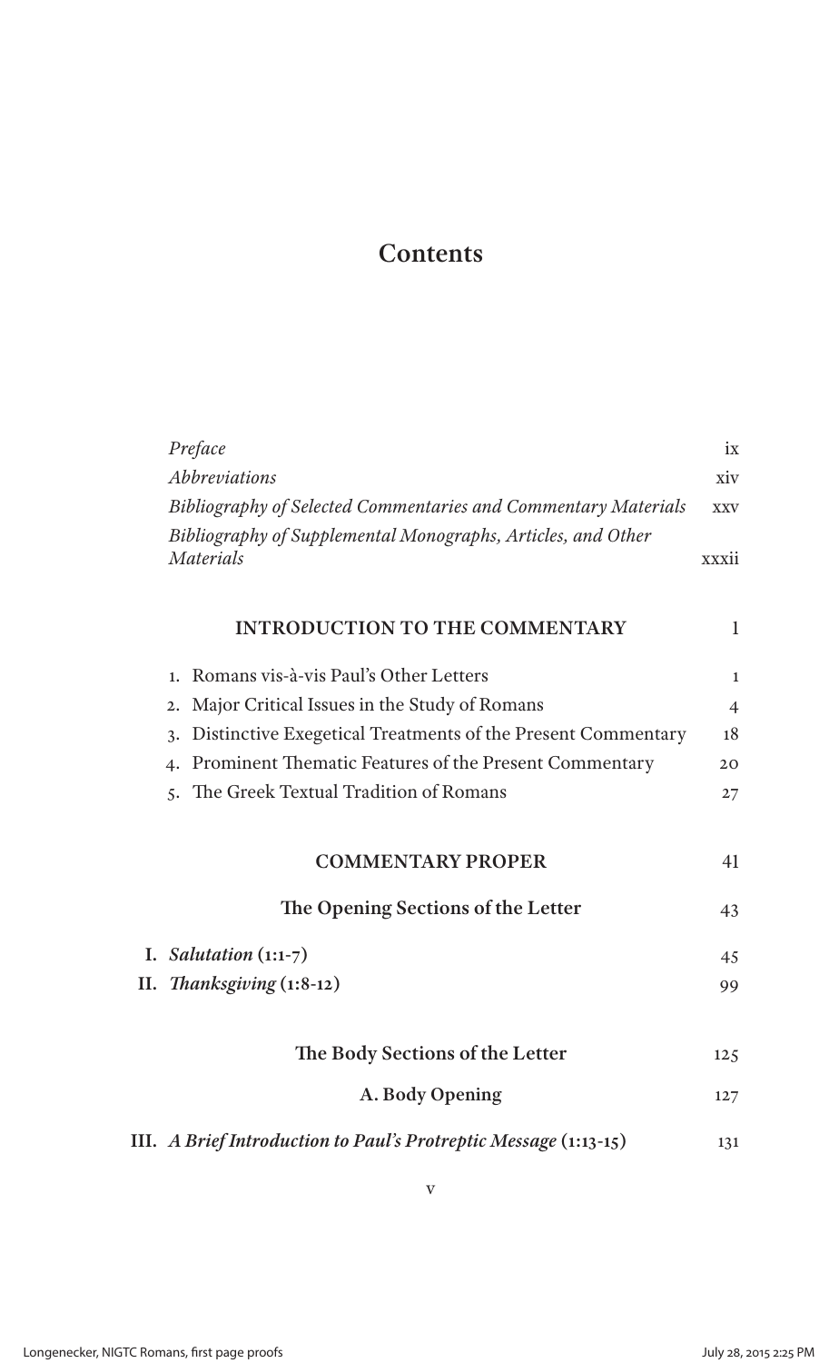# Contents

| | |
|---|---|
| *Preface* | ix |
| *Abbreviations* | xiv |
| *Bibliography of Selected Commentaries and Commentary Materials* | xxv |
| *Bibliography of Supplemental Monographs, Articles, and Other Materials* | xxxii |
| **INTRODUCTION TO THE COMMENTARY** | 1 |
| 1. Romans vis-à-vis Paul's Other Letters | 1 |
| 2. Major Critical Issues in the Study of Romans | 4 |
| 3. Distinctive Exegetical Treatments of the Present Commentary | 18 |
| 4. Prominent Thematic Features of the Present Commentary | 20 |
| 5. The Greek Textual Tradition of Romans | 27 |
| **COMMENTARY PROPER** | 41 |
| **The Opening Sections of the Letter** | 43 |
| **I.** ***Salutation*** **(1:1-7)** | 45 |
| **II.** ***Thanksgiving*** **(1:8-12)** | 99 |
| **The Body Sections of the Letter** | 125 |
| **A. Body Opening** | 127 |
| **III.** ***A Brief Introduction to Paul's Protreptic Message*** **(1:13-15)** | 131 |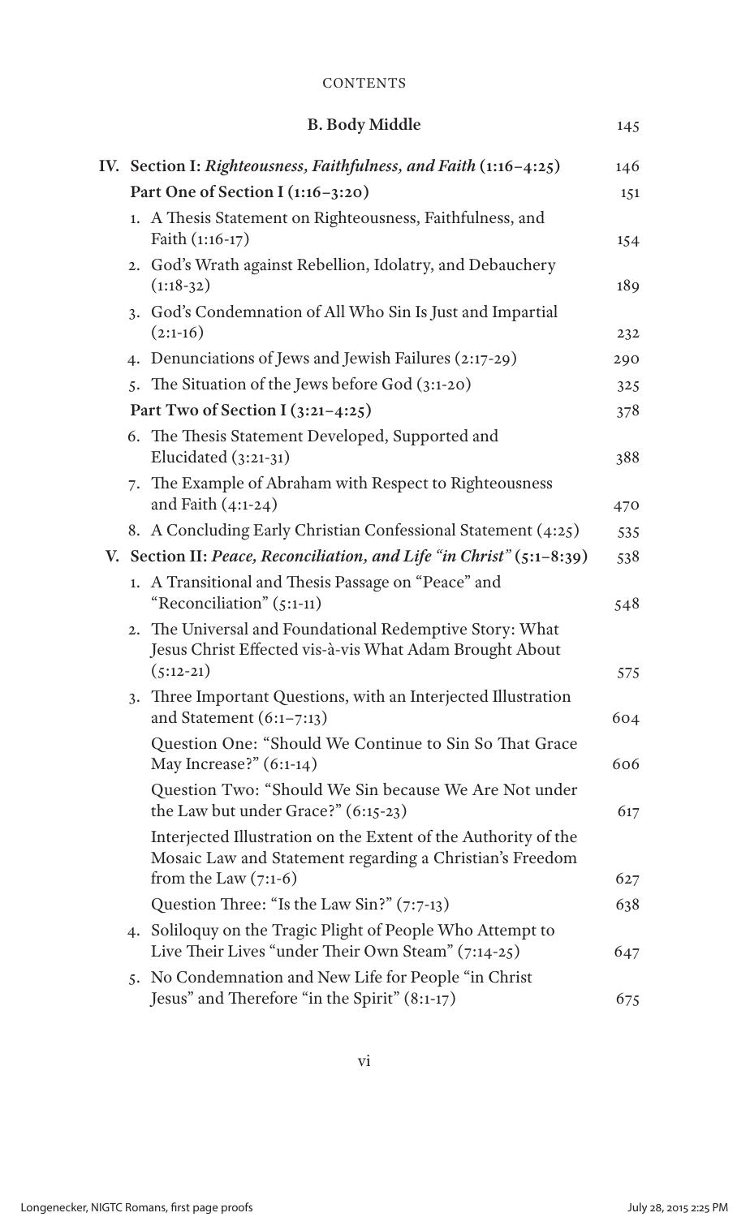## B. Body Middle 145

**IV. Section I: *Righteousness, Faithfulness, and Faith* (1:16–4:25)** 146

**Part One of Section I (1:16–3:20)** 151

1. A Thesis Statement on Righteousness, Faithfulness, and Faith (1:16-17) 154
2. God's Wrath against Rebellion, Idolatry, and Debauchery (1:18-32) 189
3. God's Condemnation of All Who Sin Is Just and Impartial (2:1-16) 232
4. Denunciations of Jews and Jewish Failures (2:17-29) 290
5. The Situation of the Jews before God (3:1-20) 325

**Part Two of Section I (3:21–4:25)** 378

6. The Thesis Statement Developed, Supported and Elucidated (3:21-31) 388
7. The Example of Abraham with Respect to Righteousness and Faith (4:1-24) 470
8. A Concluding Early Christian Confessional Statement (4:25) 535

**V. Section II: *Peace, Reconciliation, and Life "in Christ"* (5:1–8:39)** 538

1. A Transitional and Thesis Passage on "Peace" and "Reconciliation" (5:1-11) 548
2. The Universal and Foundational Redemptive Story: What Jesus Christ Effected vis-à-vis What Adam Brought About (5:12-21) 575
3. Three Important Questions, with an Interjected Illustration and Statement (6:1–7:13) 604

   Question One: "Should We Continue to Sin So That Grace May Increase?" (6:1-14) 606

   Question Two: "Should We Sin because We Are Not under the Law but under Grace?" (6:15-23) 617

   Interjected Illustration on the Extent of the Authority of the Mosaic Law and Statement regarding a Christian's Freedom from the Law (7:1-6) 627

   Question Three: "Is the Law Sin?" (7:7-13) 638
4. Soliloquy on the Tragic Plight of People Who Attempt to Live Their Lives "under Their Own Steam" (7:14-25) 647
5. No Condemnation and New Life for People "in Christ Jesus" and Therefore "in the Spirit" (8:1-17) 675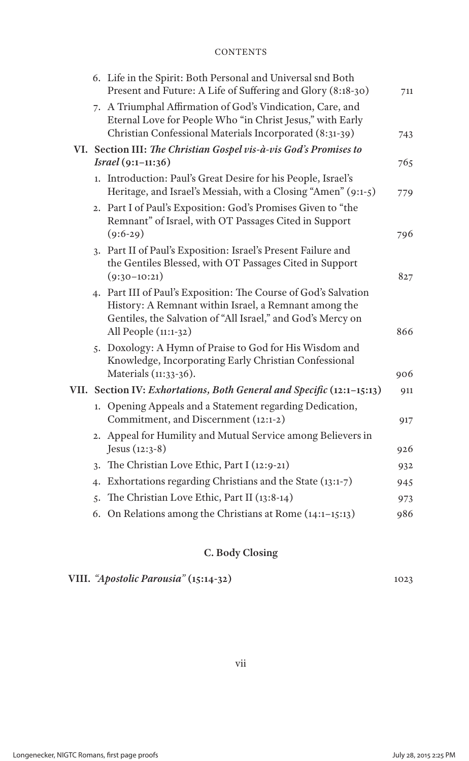6. Life in the Spirit: Both Personal and Universal snd Both Present and Future: A Life of Suffering and Glory (8:18-30) 711
7. A Triumphal Affirmation of God's Vindication, Care, and Eternal Love for People Who "in Christ Jesus," with Early Christian Confessional Materials Incorporated (8:31-39) 743

**VI. Section III: *The Christian Gospel vis-à-vis God's Promises to Israel* (9:1–11:36)** 765

1. Introduction: Paul's Great Desire for his People, Israel's Heritage, and Israel's Messiah, with a Closing "Amen" (9:1-5) 779
2. Part I of Paul's Exposition: God's Promises Given to "the Remnant" of Israel, with OT Passages Cited in Support (9:6-29) 796
3. Part II of Paul's Exposition: Israel's Present Failure and the Gentiles Blessed, with OT Passages Cited in Support (9:30–10:21) 827
4. Part III of Paul's Exposition: The Course of God's Salvation History: A Remnant within Israel, a Remnant among the Gentiles, the Salvation of "All Israel," and God's Mercy on All People (11:1-32) 866
5. Doxology: A Hymn of Praise to God for His Wisdom and Knowledge, Incorporating Early Christian Confessional Materials (11:33-36). 906

**VII. Section IV: *Exhortations, Both General and Specific* (12:1–15:13)** 911

1. Opening Appeals and a Statement regarding Dedication, Commitment, and Discernment (12:1-2) 917
2. Appeal for Humility and Mutual Service among Believers in Jesus (12:3-8) 926
3. The Christian Love Ethic, Part I (12:9-21) 932
4. Exhortations regarding Christians and the State (13:1-7) 945
5. The Christian Love Ethic, Part II (13:8-14) 973
6. On Relations among the Christians at Rome (14:1–15:13) 986

## C. Body Closing

**VIII. *"Apostolic Parousia"* (15:14-32)** 1023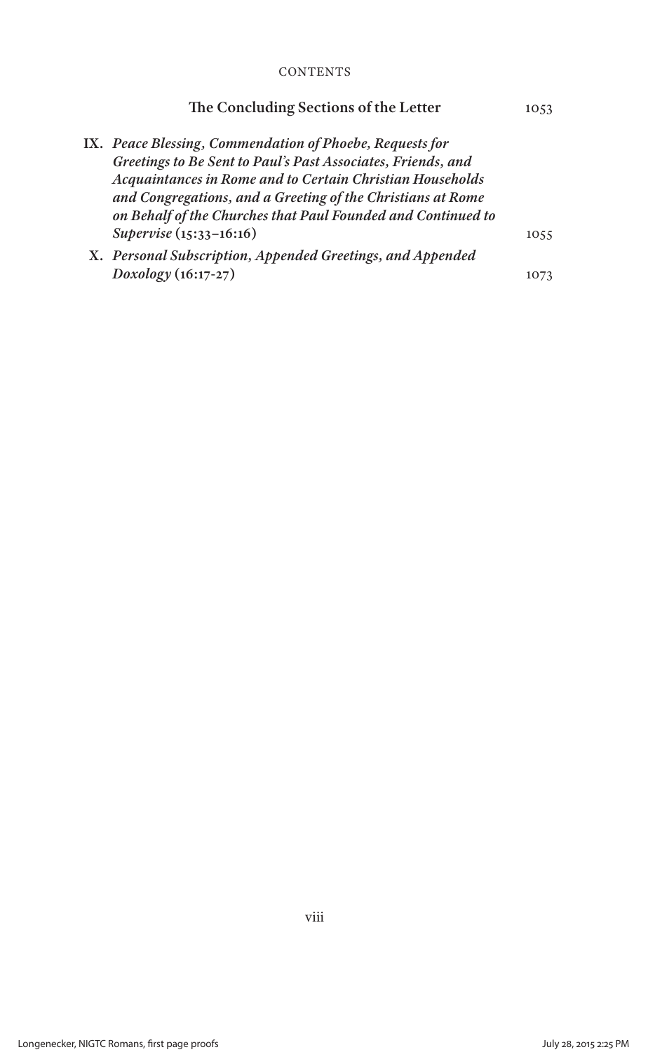**The Concluding Sections of the Letter** 1053

IX. *Peace Blessing, Commendation of Phoebe, Requests for Greetings to Be Sent to Paul's Past Associates, Friends, and Acquaintances in Rome and to Certain Christian Households and Congregations, and a Greeting of the Christians at Rome on Behalf of the Churches that Paul Founded and Continued to Supervise* (15:33–16:16) 1055

X. *Personal Subscription, Appended Greetings, and Appended Doxology* (16:17-27) 1073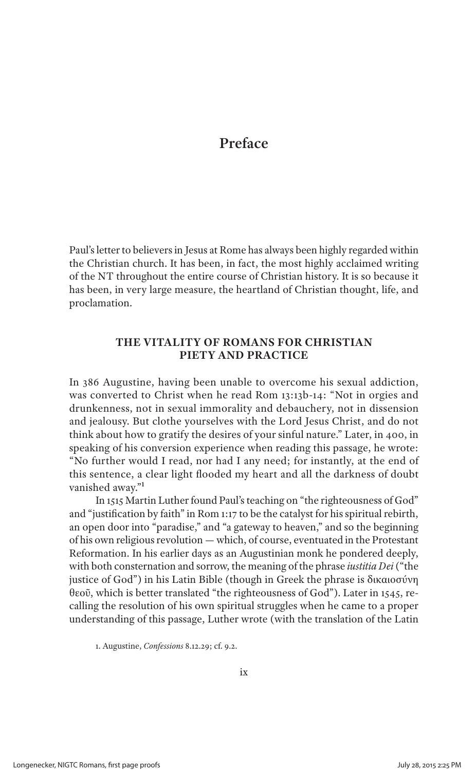# Preface

Paul's letter to believers in Jesus at Rome has always been highly regarded within the Christian church. It has been, in fact, the most highly acclaimed writing of the NT throughout the entire course of Christian history. It is so because it has been, in very large measure, the heartland of Christian thought, life, and proclamation.

## THE VITALITY OF ROMANS FOR CHRISTIAN PIETY AND PRACTICE

In 386 Augustine, having been unable to overcome his sexual addiction, was converted to Christ when he read Rom 13:13b-14: "Not in orgies and drunkenness, not in sexual immorality and debauchery, not in dissension and jealousy. But clothe yourselves with the Lord Jesus Christ, and do not think about how to gratify the desires of your sinful nature." Later, in 400, in speaking of his conversion experience when reading this passage, he wrote: "No further would I read, nor had I any need; for instantly, at the end of this sentence, a clear light flooded my heart and all the darkness of doubt vanished away."[1]

In 1515 Martin Luther found Paul's teaching on "the righteousness of God" and "justification by faith" in Rom 1:17 to be the catalyst for his spiritual rebirth, an open door into "paradise," and "a gateway to heaven," and so the beginning of his own religious revolution — which, of course, eventuated in the Protestant Reformation. In his earlier days as an Augustinian monk he pondered deeply, with both consternation and sorrow, the meaning of the phrase *iustitia Dei* ("the justice of God") in his Latin Bible (though in Greek the phrase is δικαιοσύνη θεοῦ, which is better translated "the righteousness of God"). Later in 1545, recalling the resolution of his own spiritual struggles when he came to a proper understanding of this passage, Luther wrote (with the translation of the Latin

1. Augustine, *Confessions* 8.12.29; cf. 9.2.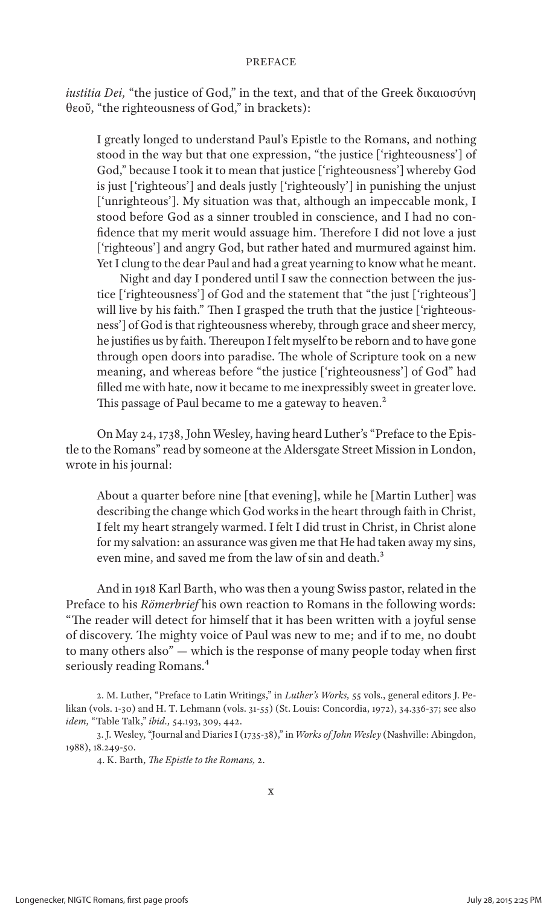*iustitia Dei,* "the justice of God," in the text, and that of the Greek δικαιοσύνη θεοῦ, "the righteousness of God," in brackets):

> I greatly longed to understand Paul's Epistle to the Romans, and nothing stood in the way but that one expression, "the justice ['righteousness'] of God," because I took it to mean that justice ['righteousness'] whereby God is just ['righteous'] and deals justly ['righteously'] in punishing the unjust ['unrighteous']. My situation was that, although an impeccable monk, I stood before God as a sinner troubled in conscience, and I had no confidence that my merit would assuage him. Therefore I did not love a just ['righteous'] and angry God, but rather hated and murmured against him. Yet I clung to the dear Paul and had a great yearning to know what he meant.
>
> Night and day I pondered until I saw the connection between the justice ['righteousness'] of God and the statement that "the just ['righteous'] will live by his faith." Then I grasped the truth that the justice ['righteousness'] of God is that righteousness whereby, through grace and sheer mercy, he justifies us by faith. Thereupon I felt myself to be reborn and to have gone through open doors into paradise. The whole of Scripture took on a new meaning, and whereas before "the justice ['righteousness'] of God" had filled me with hate, now it became to me inexpressibly sweet in greater love. This passage of Paul became to me a gateway to heaven.[2]

On May 24, 1738, John Wesley, having heard Luther's "Preface to the Epistle to the Romans" read by someone at the Aldersgate Street Mission in London, wrote in his journal:

> About a quarter before nine [that evening], while he [Martin Luther] was describing the change which God works in the heart through faith in Christ, I felt my heart strangely warmed. I felt I did trust in Christ, in Christ alone for my salvation: an assurance was given me that He had taken away my sins, even mine, and saved me from the law of sin and death.[3]

And in 1918 Karl Barth, who was then a young Swiss pastor, related in the Preface to his *Römerbrief* his own reaction to Romans in the following words: "The reader will detect for himself that it has been written with a joyful sense of discovery. The mighty voice of Paul was new to me; and if to me, no doubt to many others also" — which is the response of many people today when first seriously reading Romans.[4]

2. M. Luther, "Preface to Latin Writings," in *Luther's Works,* 55 vols., general editors J. Pelikan (vols. 1-30) and H. T. Lehmann (vols. 31-55) (St. Louis: Concordia, 1972), 34.336-37; see also *idem,* "Table Talk," *ibid.,* 54.193, 309, 442.

3. J. Wesley, "Journal and Diaries I (1735-38)," in *Works of John Wesley* (Nashville: Abingdon, 1988), 18.249-50.

4. K. Barth, *The Epistle to the Romans,* 2.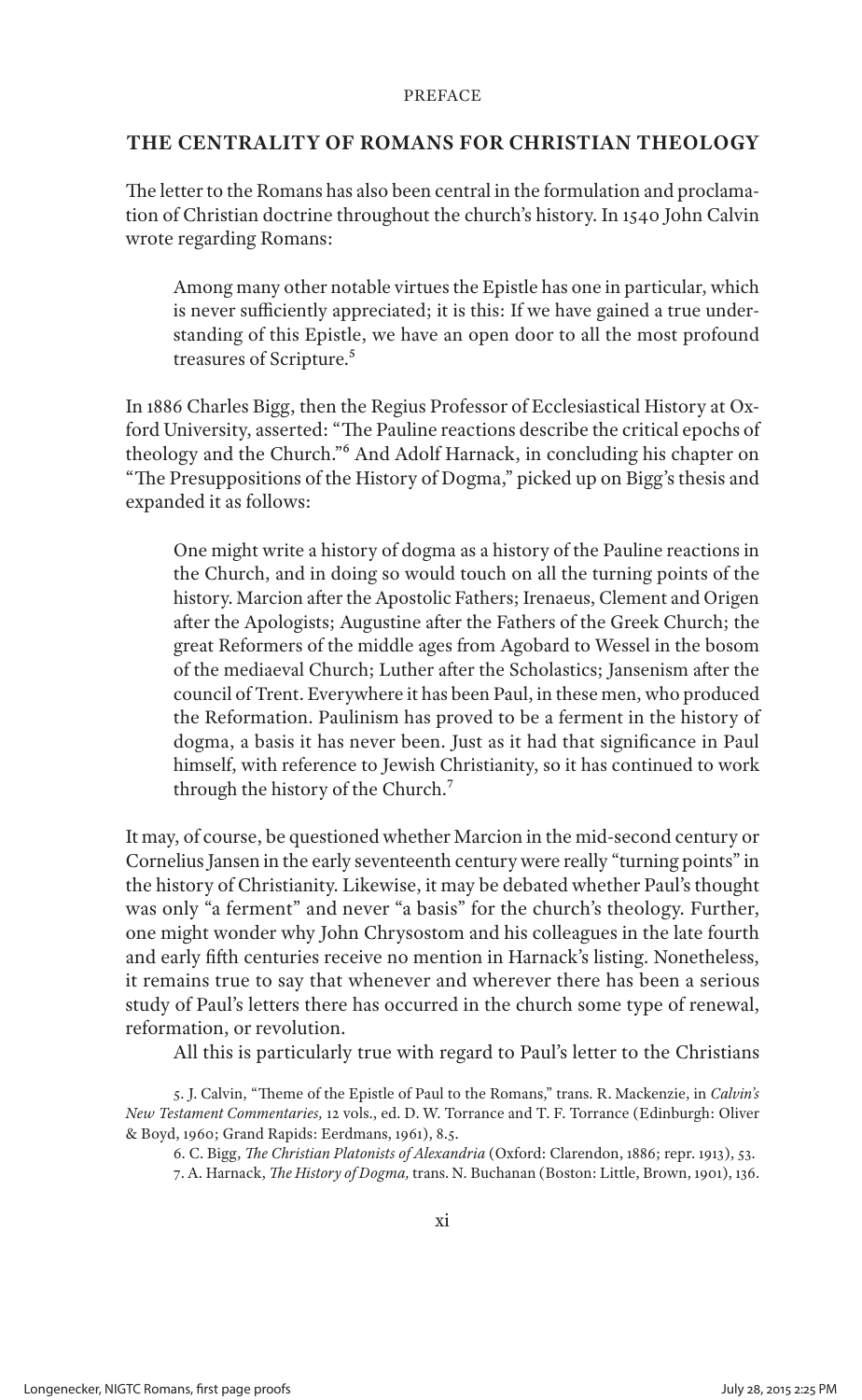## THE CENTRALITY OF ROMANS FOR CHRISTIAN THEOLOGY

The letter to the Romans has also been central in the formulation and proclamation of Christian doctrine throughout the church's history. In 1540 John Calvin wrote regarding Romans:

> Among many other notable virtues the Epistle has one in particular, which is never sufficiently appreciated; it is this: If we have gained a true understanding of this Epistle, we have an open door to all the most profound treasures of Scripture.[5]

In 1886 Charles Bigg, then the Regius Professor of Ecclesiastical History at Oxford University, asserted: "The Pauline reactions describe the critical epochs of theology and the Church."[6] And Adolf Harnack, in concluding his chapter on "The Presuppositions of the History of Dogma," picked up on Bigg's thesis and expanded it as follows:

> One might write a history of dogma as a history of the Pauline reactions in the Church, and in doing so would touch on all the turning points of the history. Marcion after the Apostolic Fathers; Irenaeus, Clement and Origen after the Apologists; Augustine after the Fathers of the Greek Church; the great Reformers of the middle ages from Agobard to Wessel in the bosom of the mediaeval Church; Luther after the Scholastics; Jansenism after the council of Trent. Everywhere it has been Paul, in these men, who produced the Reformation. Paulinism has proved to be a ferment in the history of dogma, a basis it has never been. Just as it had that significance in Paul himself, with reference to Jewish Christianity, so it has continued to work through the history of the Church.[7]

It may, of course, be questioned whether Marcion in the mid-second century or Cornelius Jansen in the early seventeenth century were really "turning points" in the history of Christianity. Likewise, it may be debated whether Paul's thought was only "a ferment" and never "a basis" for the church's theology. Further, one might wonder why John Chrysostom and his colleagues in the late fourth and early fifth centuries receive no mention in Harnack's listing. Nonetheless, it remains true to say that whenever and wherever there has been a serious study of Paul's letters there has occurred in the church some type of renewal, reformation, or revolution.

All this is particularly true with regard to Paul's letter to the Christians

5. J. Calvin, "Theme of the Epistle of Paul to the Romans," trans. R. Mackenzie, in *Calvin's New Testament Commentaries,* 12 vols., ed. D. W. Torrance and T. F. Torrance (Edinburgh: Oliver & Boyd, 1960; Grand Rapids: Eerdmans, 1961), 8.5.

6. C. Bigg, *The Christian Platonists of Alexandria* (Oxford: Clarendon, 1886; repr. 1913), 53.

7. A. Harnack, *The History of Dogma,* trans. N. Buchanan (Boston: Little, Brown, 1901), 136.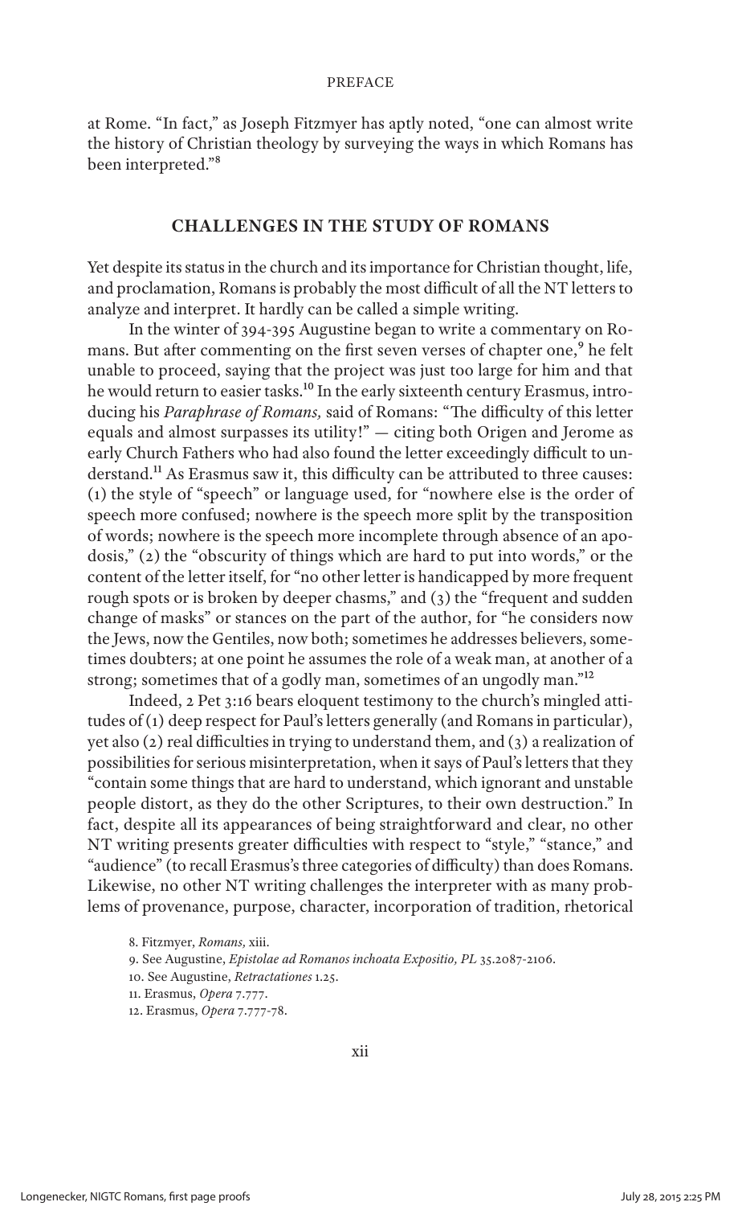at Rome. "In fact," as Joseph Fitzmyer has aptly noted, "one can almost write the history of Christian theology by surveying the ways in which Romans has been interpreted."[8]

## CHALLENGES IN THE STUDY OF ROMANS

Yet despite its status in the church and its importance for Christian thought, life, and proclamation, Romans is probably the most difficult of all the NT letters to analyze and interpret. It hardly can be called a simple writing.

In the winter of 394-395 Augustine began to write a commentary on Romans. But after commenting on the first seven verses of chapter one,[9] he felt unable to proceed, saying that the project was just too large for him and that he would return to easier tasks.[10] In the early sixteenth century Erasmus, introducing his *Paraphrase of Romans,* said of Romans: "The difficulty of this letter equals and almost surpasses its utility!" — citing both Origen and Jerome as early Church Fathers who had also found the letter exceedingly difficult to understand.[11] As Erasmus saw it, this difficulty can be attributed to three causes: (1) the style of "speech" or language used, for "nowhere else is the order of speech more confused; nowhere is the speech more split by the transposition of words; nowhere is the speech more incomplete through absence of an apodosis," (2) the "obscurity of things which are hard to put into words," or the content of the letter itself, for "no other letter is handicapped by more frequent rough spots or is broken by deeper chasms," and (3) the "frequent and sudden change of masks" or stances on the part of the author, for "he considers now the Jews, now the Gentiles, now both; sometimes he addresses believers, sometimes doubters; at one point he assumes the role of a weak man, at another of a strong; sometimes that of a godly man, sometimes of an ungodly man."[12]

Indeed, 2 Pet 3:16 bears eloquent testimony to the church's mingled attitudes of (1) deep respect for Paul's letters generally (and Romans in particular), yet also (2) real difficulties in trying to understand them, and (3) a realization of possibilities for serious misinterpretation, when it says of Paul's letters that they "contain some things that are hard to understand, which ignorant and unstable people distort, as they do the other Scriptures, to their own destruction." In fact, despite all its appearances of being straightforward and clear, no other NT writing presents greater difficulties with respect to "style," "stance," and "audience" (to recall Erasmus's three categories of difficulty) than does Romans. Likewise, no other NT writing challenges the interpreter with as many problems of provenance, purpose, character, incorporation of tradition, rhetorical

8. Fitzmyer, *Romans,* xiii.

9. See Augustine, *Epistolae ad Romanos inchoata Expositio, PL* 35.2087-2106.

10. See Augustine, *Retractationes* 1.25.

11. Erasmus, *Opera* 7.777.

12. Erasmus, *Opera* 7.777-78.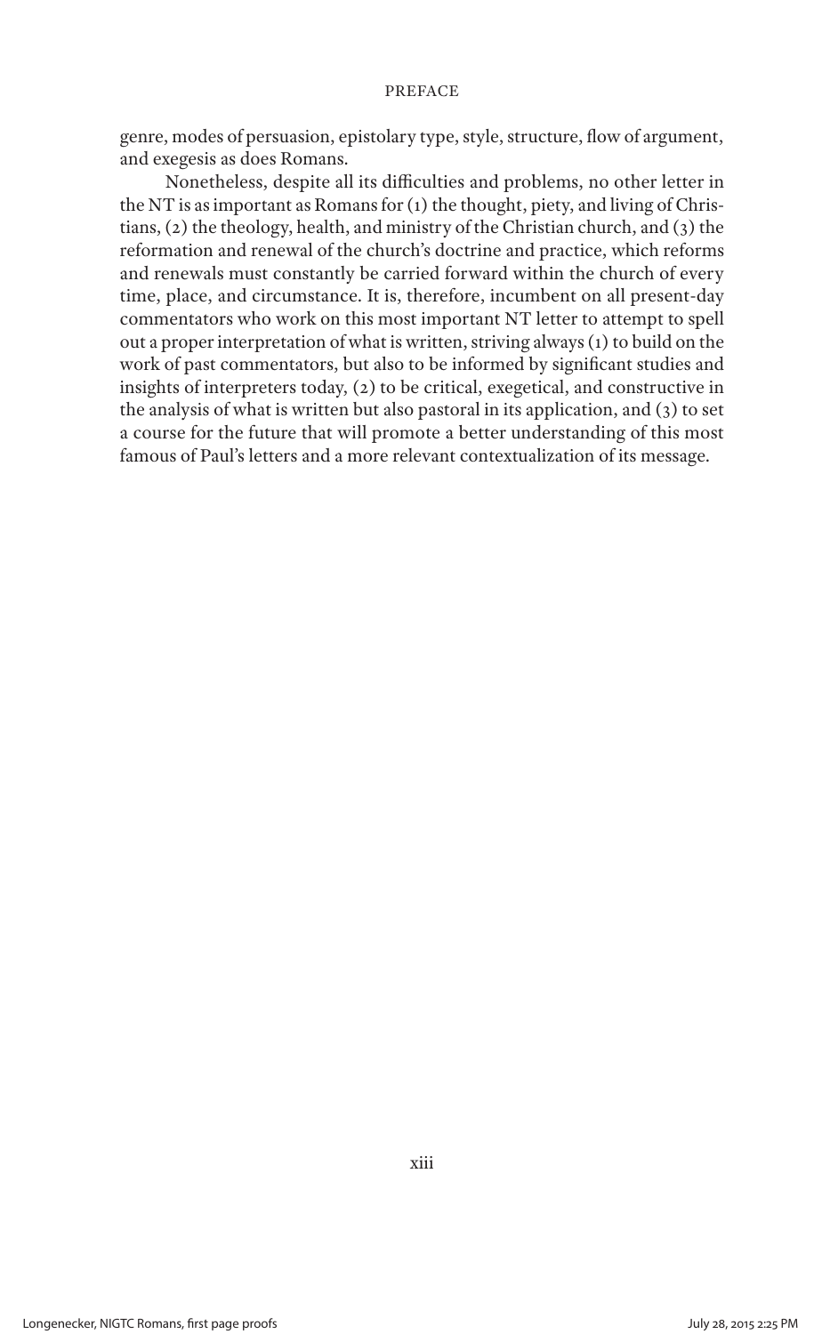genre, modes of persuasion, epistolary type, style, structure, flow of argument, and exegesis as does Romans.

Nonetheless, despite all its difficulties and problems, no other letter in the NT is as important as Romans for (1) the thought, piety, and living of Christians, (2) the theology, health, and ministry of the Christian church, and (3) the reformation and renewal of the church's doctrine and practice, which reforms and renewals must constantly be carried forward within the church of every time, place, and circumstance. It is, therefore, incumbent on all present-day commentators who work on this most important NT letter to attempt to spell out a proper interpretation of what is written, striving always (1) to build on the work of past commentators, but also to be informed by significant studies and insights of interpreters today, (2) to be critical, exegetical, and constructive in the analysis of what is written but also pastoral in its application, and (3) to set a course for the future that will promote a better understanding of this most famous of Paul's letters and a more relevant contextualization of its message.